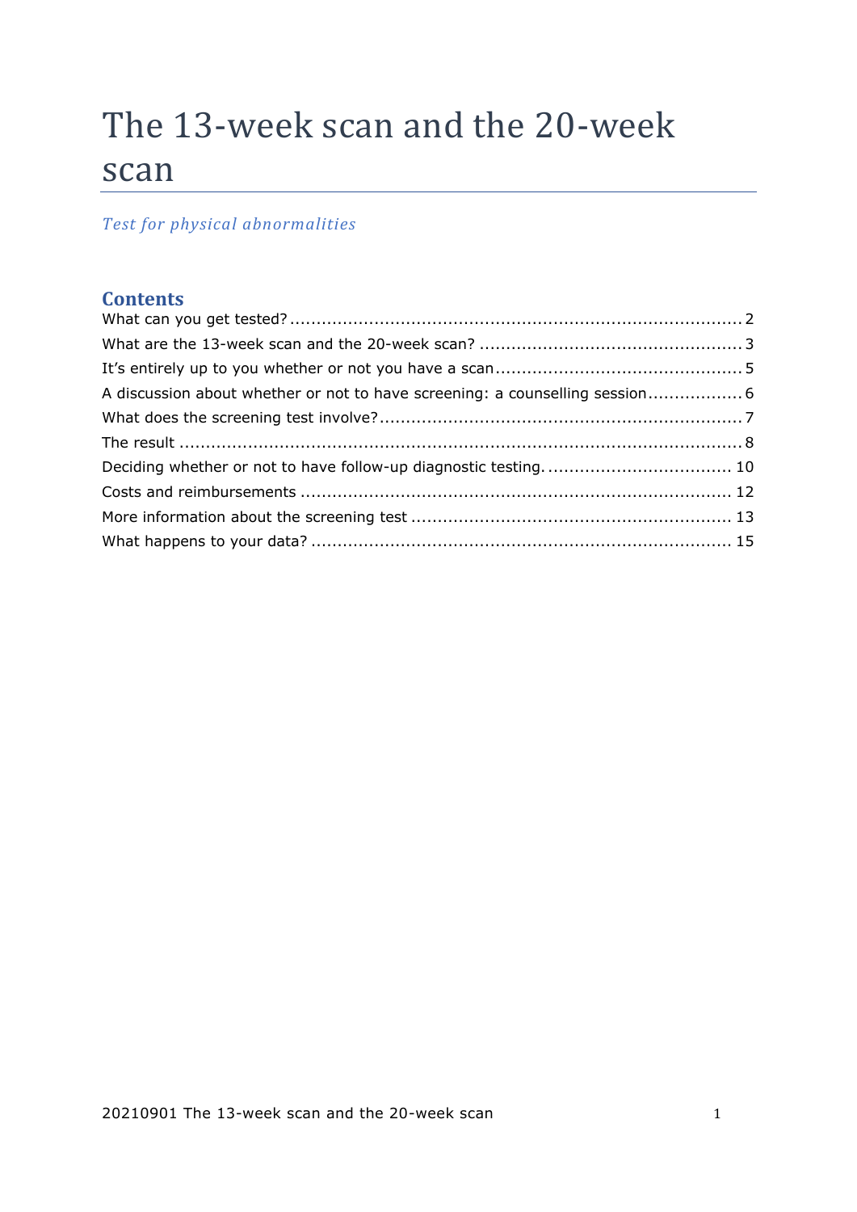# The 13-week scan and the 20-week scan

*Test for physical abnormalities*

## Contents

What can you get tested? .......... 2
What are the 13-week scan and the 20-week scan? .......... 3
It's entirely up to you whether or not you have a scan .......... 5
A discussion about whether or not to have screening: a counselling session .......... 6
What does the screening test involve? .......... 7
The result .......... 8
Deciding whether or not to have follow-up diagnostic testing. .......... 10
Costs and reimbursements .......... 12
More information about the screening test .......... 13
What happens to your data? .......... 15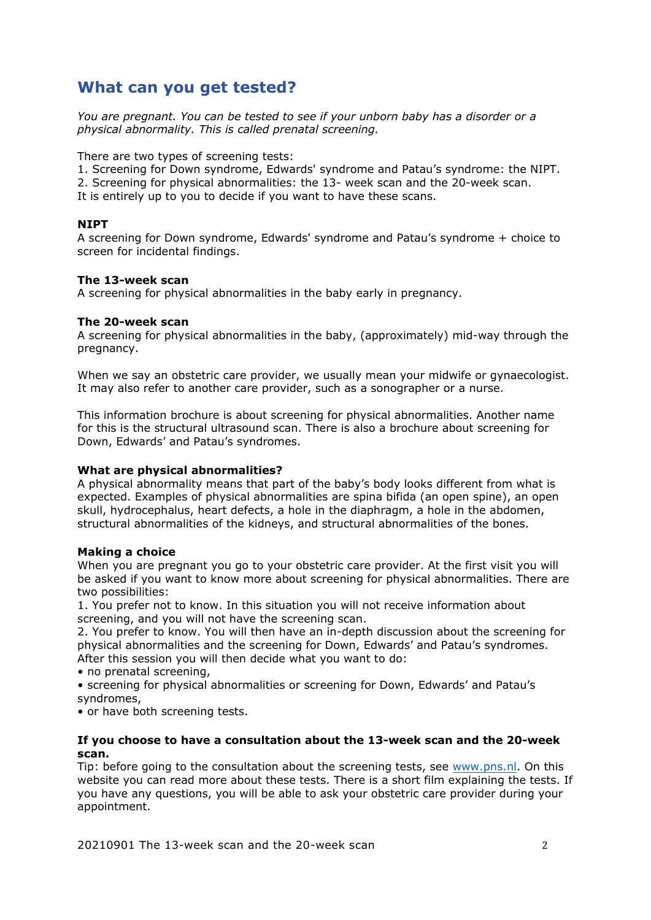# What can you get tested?

*You are pregnant. You can be tested to see if your unborn baby has a disorder or a physical abnormality. This is called prenatal screening.*

There are two types of screening tests:
1. Screening for Down syndrome, Edwards' syndrome and Patau's syndrome: the NIPT.
2. Screening for physical abnormalities: the 13- week scan and the 20-week scan.
It is entirely up to you to decide if you want to have these scans.

**NIPT**
A screening for Down syndrome, Edwards' syndrome and Patau's syndrome + choice to screen for incidental findings.

**The 13-week scan**
A screening for physical abnormalities in the baby early in pregnancy.

**The 20-week scan**
A screening for physical abnormalities in the baby, (approximately) mid-way through the pregnancy.

When we say an obstetric care provider, we usually mean your midwife or gynaecologist. It may also refer to another care provider, such as a sonographer or a nurse.

This information brochure is about screening for physical abnormalities. Another name for this is the structural ultrasound scan. There is also a brochure about screening for Down, Edwards' and Patau's syndromes.

**What are physical abnormalities?**
A physical abnormality means that part of the baby's body looks different from what is expected. Examples of physical abnormalities are spina bifida (an open spine), an open skull, hydrocephalus, heart defects, a hole in the diaphragm, a hole in the abdomen, structural abnormalities of the kidneys, and structural abnormalities of the bones.

**Making a choice**
When you are pregnant you go to your obstetric care provider. At the first visit you will be asked if you want to know more about screening for physical abnormalities. There are two possibilities:
1. You prefer not to know. In this situation you will not receive information about screening, and you will not have the screening scan.
2. You prefer to know. You will then have an in-depth discussion about the screening for physical abnormalities and the screening for Down, Edwards' and Patau's syndromes. After this session you will then decide what you want to do:

- no prenatal screening,
- screening for physical abnormalities or screening for Down, Edwards' and Patau's syndromes,
- or have both screening tests.

**If you choose to have a consultation about the 13-week scan and the 20-week scan.**
Tip: before going to the consultation about the screening tests, see www.pns.nl. On this website you can read more about these tests. There is a short film explaining the tests. If you have any questions, you will be able to ask your obstetric care provider during your appointment.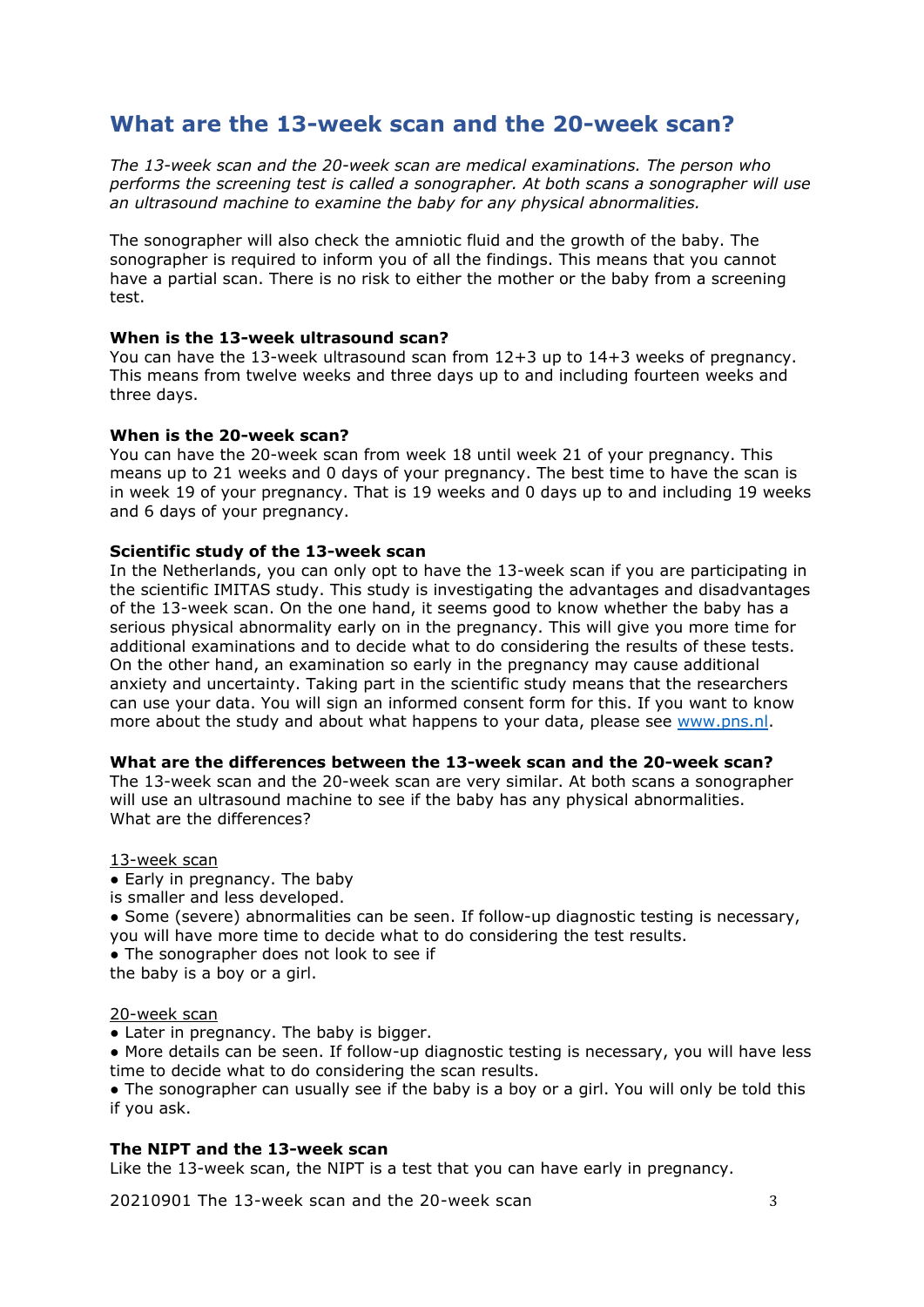## What are the 13-week scan and the 20-week scan?

*The 13-week scan and the 20-week scan are medical examinations. The person who performs the screening test is called a sonographer. At both scans a sonographer will use an ultrasound machine to examine the baby for any physical abnormalities.*

The sonographer will also check the amniotic fluid and the growth of the baby. The sonographer is required to inform you of all the findings. This means that you cannot have a partial scan. There is no risk to either the mother or the baby from a screening test.

**When is the 13-week ultrasound scan?**
You can have the 13-week ultrasound scan from 12+3 up to 14+3 weeks of pregnancy. This means from twelve weeks and three days up to and including fourteen weeks and three days.

**When is the 20-week scan?**
You can have the 20-week scan from week 18 until week 21 of your pregnancy. This means up to 21 weeks and 0 days of your pregnancy. The best time to have the scan is in week 19 of your pregnancy. That is 19 weeks and 0 days up to and including 19 weeks and 6 days of your pregnancy.

**Scientific study of the 13-week scan**
In the Netherlands, you can only opt to have the 13-week scan if you are participating in the scientific IMITAS study. This study is investigating the advantages and disadvantages of the 13-week scan. On the one hand, it seems good to know whether the baby has a serious physical abnormality early on in the pregnancy. This will give you more time for additional examinations and to decide what to do considering the results of these tests. On the other hand, an examination so early in the pregnancy may cause additional anxiety and uncertainty. Taking part in the scientific study means that the researchers can use your data. You will sign an informed consent form for this. If you want to know more about the study and about what happens to your data, please see [www.pns.nl](www.pns.nl).

**What are the differences between the 13-week scan and the 20-week scan?**
The 13-week scan and the 20-week scan are very similar. At both scans a sonographer will use an ultrasound machine to see if the baby has any physical abnormalities.
What are the differences?

<u>13-week scan</u>

- Early in pregnancy. The baby is smaller and less developed.
- Some (severe) abnormalities can be seen. If follow-up diagnostic testing is necessary, you will have more time to decide what to do considering the test results.
- The sonographer does not look to see if the baby is a boy or a girl.

<u>20-week scan</u>

- Later in pregnancy. The baby is bigger.
- More details can be seen. If follow-up diagnostic testing is necessary, you will have less time to decide what to do considering the scan results.
- The sonographer can usually see if the baby is a boy or a girl. You will only be told this if you ask.

**The NIPT and the 13-week scan**
Like the 13-week scan, the NIPT is a test that you can have early in pregnancy.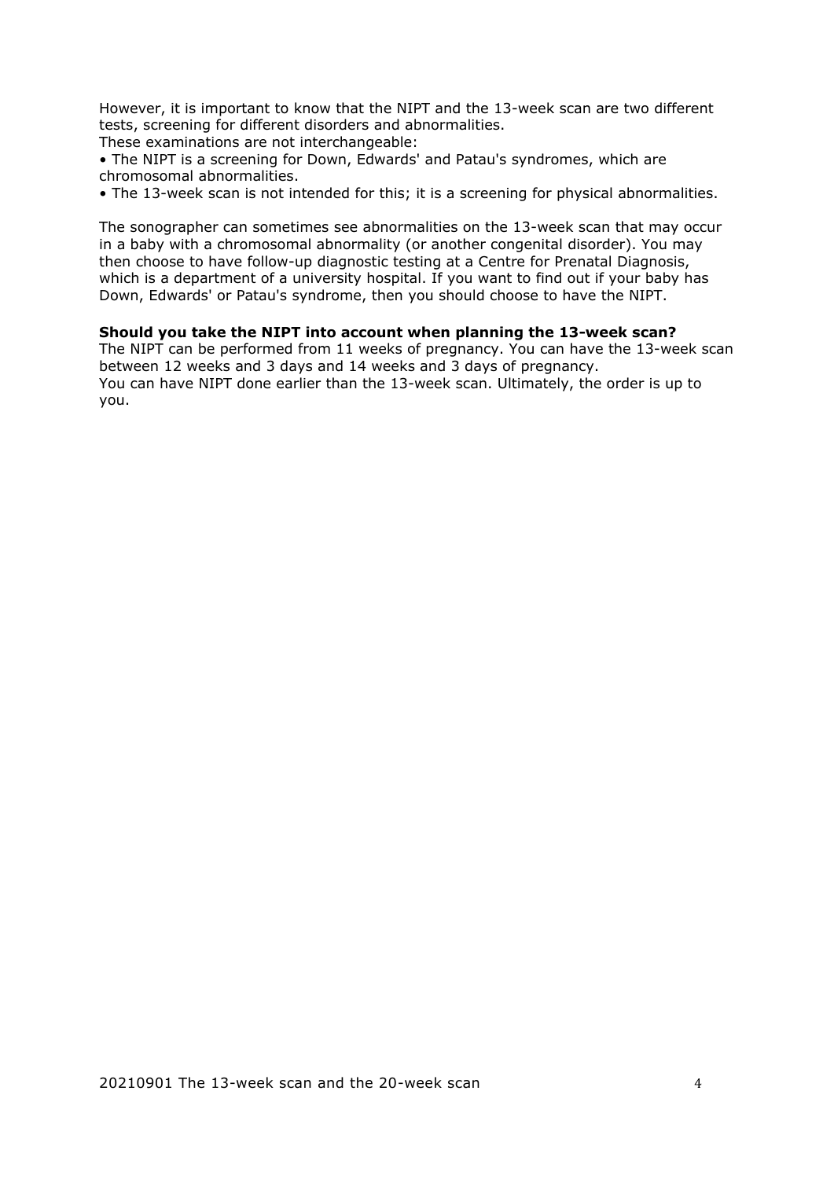However, it is important to know that the NIPT and the 13-week scan are two different tests, screening for different disorders and abnormalities.
These examinations are not interchangeable:

- The NIPT is a screening for Down, Edwards' and Patau's syndromes, which are chromosomal abnormalities.
- The 13-week scan is not intended for this; it is a screening for physical abnormalities.

The sonographer can sometimes see abnormalities on the 13-week scan that may occur in a baby with a chromosomal abnormality (or another congenital disorder). You may then choose to have follow-up diagnostic testing at a Centre for Prenatal Diagnosis, which is a department of a university hospital. If you want to find out if your baby has Down, Edwards' or Patau's syndrome, then you should choose to have the NIPT.

**Should you take the NIPT into account when planning the 13-week scan?**
The NIPT can be performed from 11 weeks of pregnancy. You can have the 13-week scan between 12 weeks and 3 days and 14 weeks and 3 days of pregnancy.
You can have NIPT done earlier than the 13-week scan. Ultimately, the order is up to you.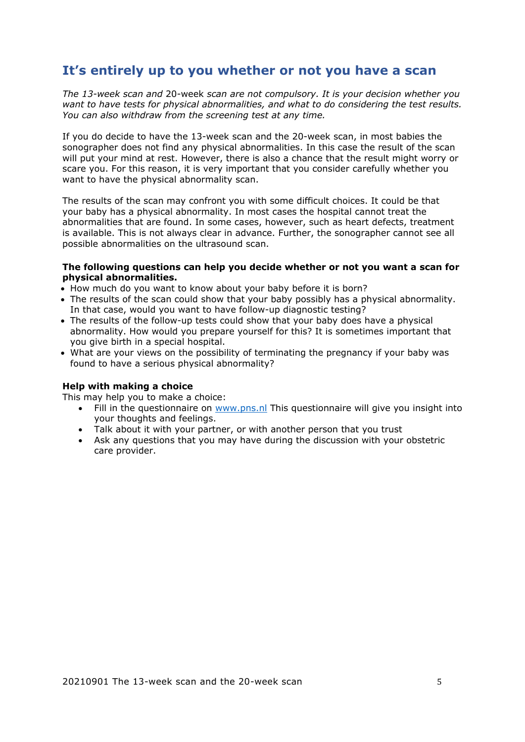## It's entirely up to you whether or not you have a scan

*The 13-week scan and* 20-week *scan are not compulsory. It is your decision whether you want to have tests for physical abnormalities, and what to do considering the test results. You can also withdraw from the screening test at any time.*

If you do decide to have the 13-week scan and the 20-week scan, in most babies the sonographer does not find any physical abnormalities. In this case the result of the scan will put your mind at rest. However, there is also a chance that the result might worry or scare you. For this reason, it is very important that you consider carefully whether you want to have the physical abnormality scan.

The results of the scan may confront you with some difficult choices. It could be that your baby has a physical abnormality. In most cases the hospital cannot treat the abnormalities that are found. In some cases, however, such as heart defects, treatment is available. This is not always clear in advance. Further, the sonographer cannot see all possible abnormalities on the ultrasound scan.

**The following questions can help you decide whether or not you want a scan for physical abnormalities.**

- How much do you want to know about your baby before it is born?
- The results of the scan could show that your baby possibly has a physical abnormality. In that case, would you want to have follow-up diagnostic testing?
- The results of the follow-up tests could show that your baby does have a physical abnormality. How would you prepare yourself for this? It is sometimes important that you give birth in a special hospital.
- What are your views on the possibility of terminating the pregnancy if your baby was found to have a serious physical abnormality?

**Help with making a choice**

This may help you to make a choice:

- Fill in the questionnaire on [www.pns.nl](http://www.pns.nl) This questionnaire will give you insight into your thoughts and feelings.
- Talk about it with your partner, or with another person that you trust
- Ask any questions that you may have during the discussion with your obstetric care provider.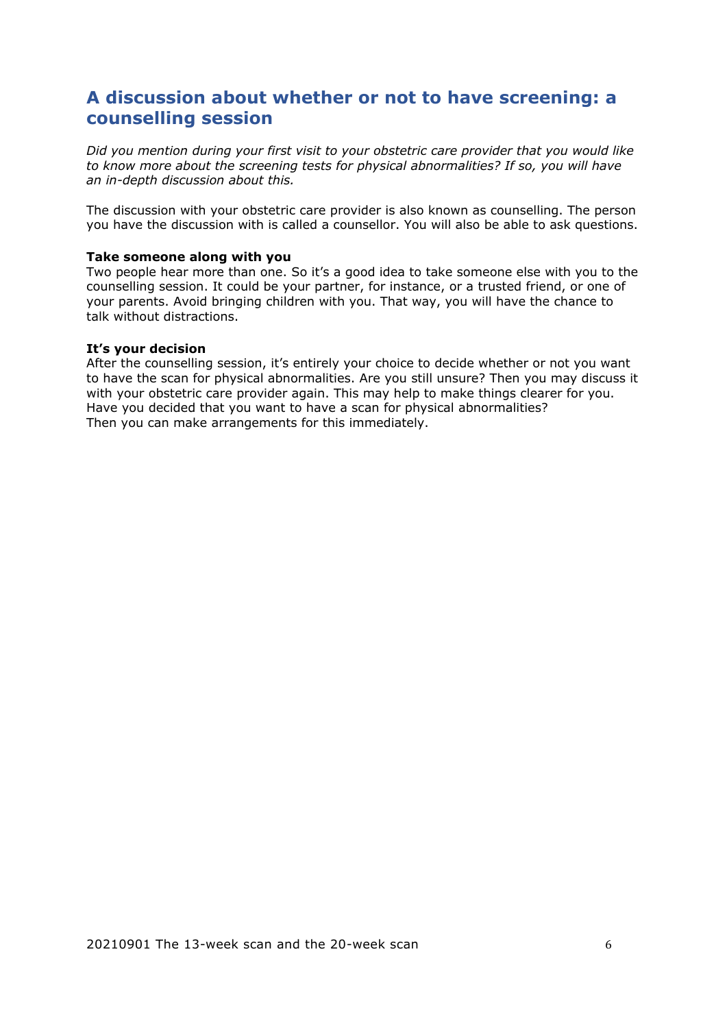## A discussion about whether or not to have screening: a counselling session

*Did you mention during your first visit to your obstetric care provider that you would like to know more about the screening tests for physical abnormalities? If so, you will have an in-depth discussion about this.*

The discussion with your obstetric care provider is also known as counselling. The person you have the discussion with is called a counsellor. You will also be able to ask questions.

**Take someone along with you**
Two people hear more than one. So it's a good idea to take someone else with you to the counselling session. It could be your partner, for instance, or a trusted friend, or one of your parents. Avoid bringing children with you. That way, you will have the chance to talk without distractions.

**It's your decision**
After the counselling session, it's entirely your choice to decide whether or not you want to have the scan for physical abnormalities. Are you still unsure? Then you may discuss it with your obstetric care provider again. This may help to make things clearer for you. Have you decided that you want to have a scan for physical abnormalities? Then you can make arrangements for this immediately.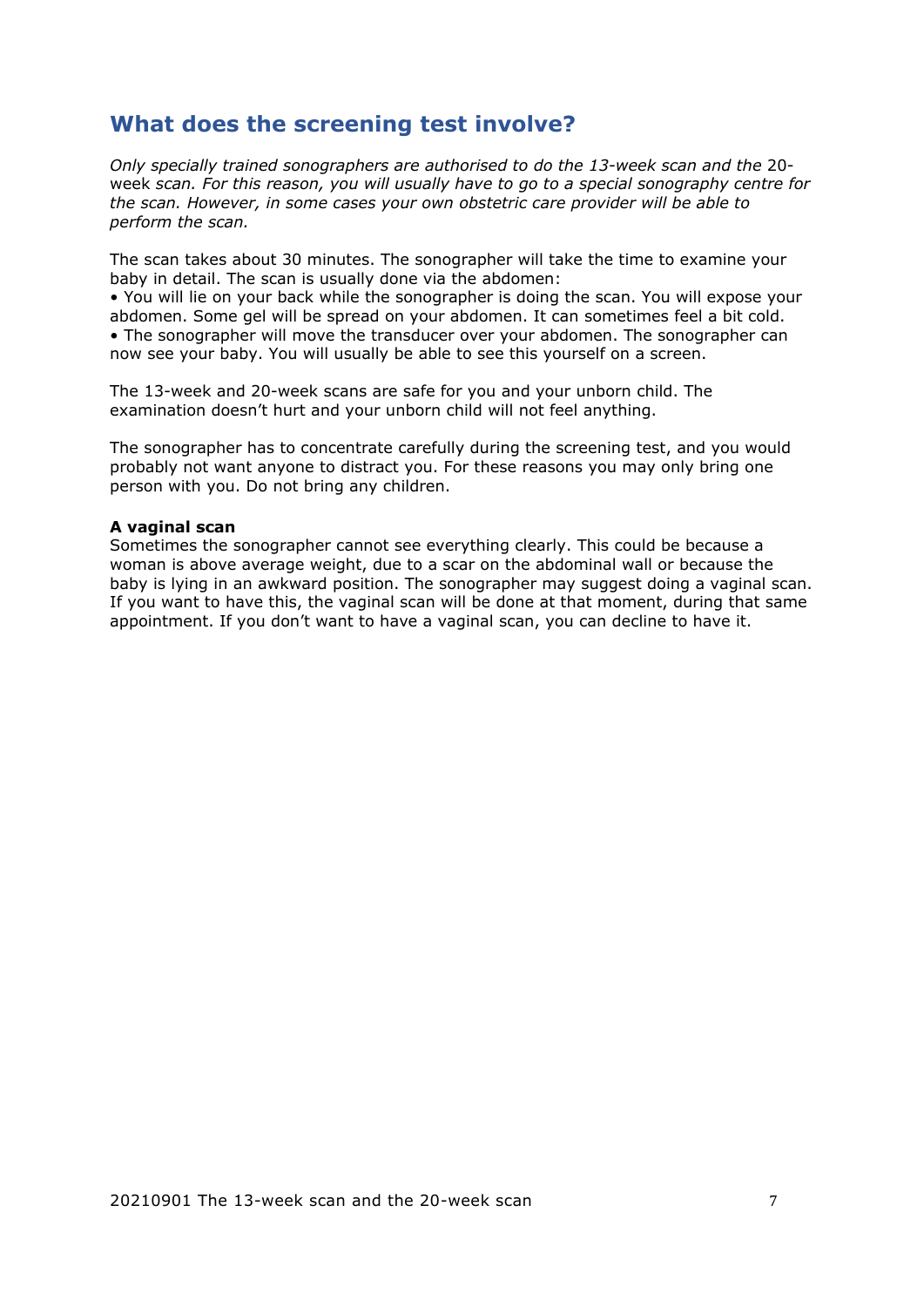## What does the screening test involve?

*Only specially trained sonographers are authorised to do the 13-week scan and the* 20-week *scan. For this reason, you will usually have to go to a special sonography centre for the scan. However, in some cases your own obstetric care provider will be able to perform the scan.*

The scan takes about 30 minutes. The sonographer will take the time to examine your baby in detail. The scan is usually done via the abdomen:

- You will lie on your back while the sonographer is doing the scan. You will expose your abdomen. Some gel will be spread on your abdomen. It can sometimes feel a bit cold.
- The sonographer will move the transducer over your abdomen. The sonographer can now see your baby. You will usually be able to see this yourself on a screen.

The 13-week and 20-week scans are safe for you and your unborn child. The examination doesn't hurt and your unborn child will not feel anything.

The sonographer has to concentrate carefully during the screening test, and you would probably not want anyone to distract you. For these reasons you may only bring one person with you. Do not bring any children.

**A vaginal scan**

Sometimes the sonographer cannot see everything clearly. This could be because a woman is above average weight, due to a scar on the abdominal wall or because the baby is lying in an awkward position. The sonographer may suggest doing a vaginal scan. If you want to have this, the vaginal scan will be done at that moment, during that same appointment. If you don't want to have a vaginal scan, you can decline to have it.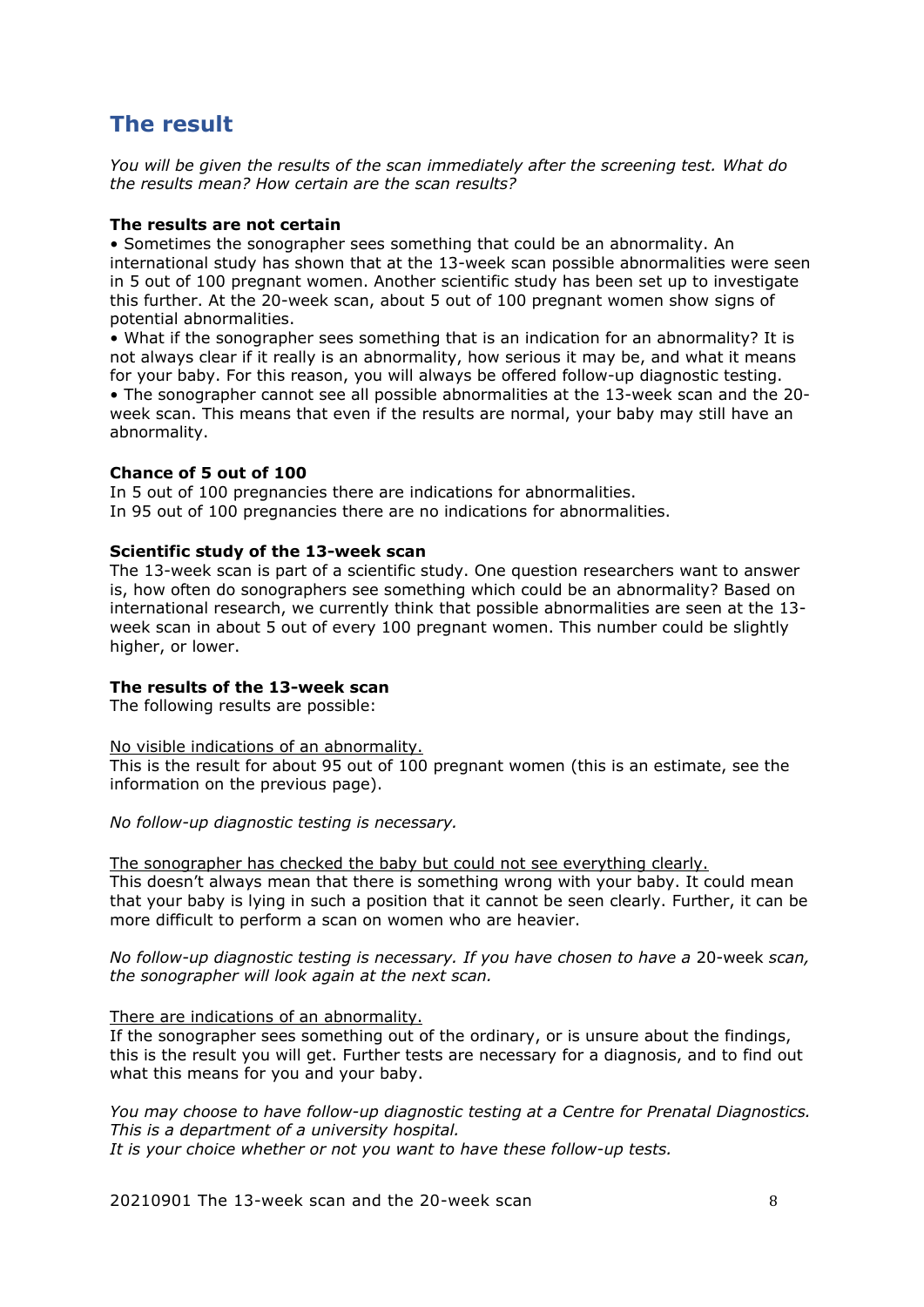## The result

*You will be given the results of the scan immediately after the screening test. What do the results mean? How certain are the scan results?*

**The results are not certain**

- Sometimes the sonographer sees something that could be an abnormality. An international study has shown that at the 13-week scan possible abnormalities were seen in 5 out of 100 pregnant women. Another scientific study has been set up to investigate this further. At the 20-week scan, about 5 out of 100 pregnant women show signs of potential abnormalities.
- What if the sonographer sees something that is an indication for an abnormality? It is not always clear if it really is an abnormality, how serious it may be, and what it means for your baby. For this reason, you will always be offered follow-up diagnostic testing.
- The sonographer cannot see all possible abnormalities at the 13-week scan and the 20-week scan. This means that even if the results are normal, your baby may still have an abnormality.

**Chance of 5 out of 100**

In 5 out of 100 pregnancies there are indications for abnormalities.
In 95 out of 100 pregnancies there are no indications for abnormalities.

**Scientific study of the 13-week scan**

The 13-week scan is part of a scientific study. One question researchers want to answer is, how often do sonographers see something which could be an abnormality? Based on international research, we currently think that possible abnormalities are seen at the 13-week scan in about 5 out of every 100 pregnant women. This number could be slightly higher, or lower.

**The results of the 13-week scan**

The following results are possible:

<u>No visible indications of an abnormality.</u>
This is the result for about 95 out of 100 pregnant women (this is an estimate, see the information on the previous page).

*No follow-up diagnostic testing is necessary.*

<u>The sonographer has checked the baby but could not see everything clearly.</u>
This doesn't always mean that there is something wrong with your baby. It could mean that your baby is lying in such a position that it cannot be seen clearly. Further, it can be more difficult to perform a scan on women who are heavier.

*No follow-up diagnostic testing is necessary. If you have chosen to have a* 20-week *scan, the sonographer will look again at the next scan.*

<u>There are indications of an abnormality.</u>
If the sonographer sees something out of the ordinary, or is unsure about the findings, this is the result you will get. Further tests are necessary for a diagnosis, and to find out what this means for you and your baby.

*You may choose to have follow-up diagnostic testing at a Centre for Prenatal Diagnostics. This is a department of a university hospital.*
*It is your choice whether or not you want to have these follow-up tests.*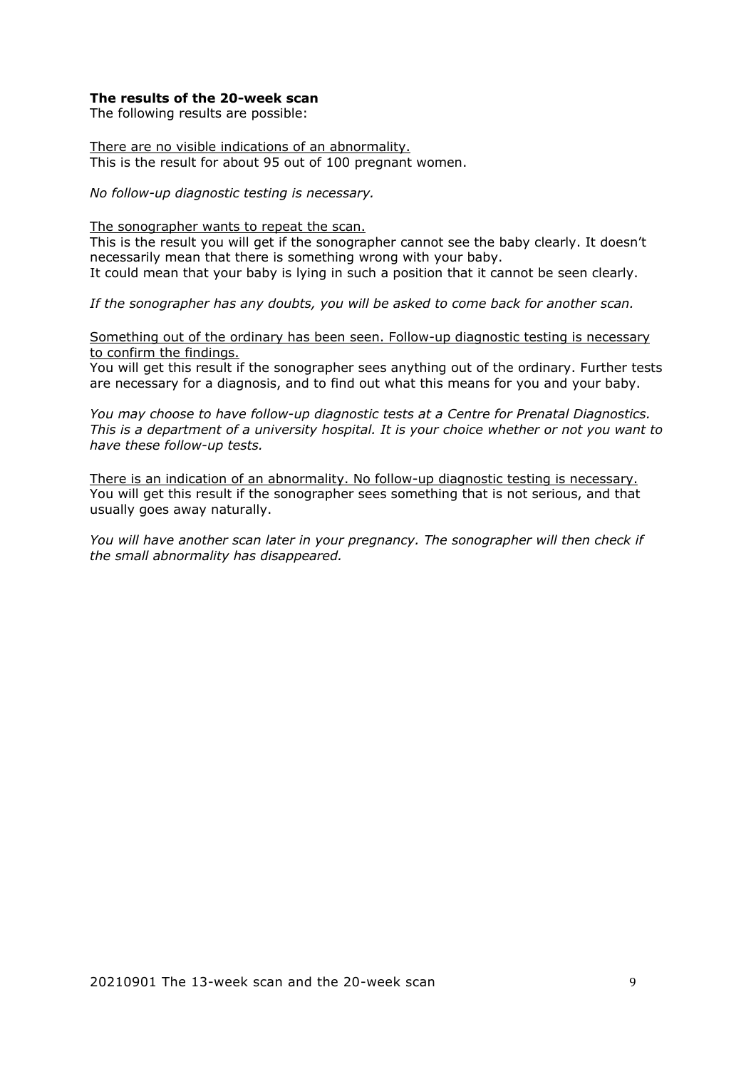**The results of the 20-week scan**

The following results are possible:

<u>There are no visible indications of an abnormality.</u>
This is the result for about 95 out of 100 pregnant women.

*No follow-up diagnostic testing is necessary.*

<u>The sonographer wants to repeat the scan.</u>
This is the result you will get if the sonographer cannot see the baby clearly. It doesn't necessarily mean that there is something wrong with your baby.
It could mean that your baby is lying in such a position that it cannot be seen clearly.

*If the sonographer has any doubts, you will be asked to come back for another scan.*

<u>Something out of the ordinary has been seen. Follow-up diagnostic testing is necessary to confirm the findings.</u>
You will get this result if the sonographer sees anything out of the ordinary. Further tests are necessary for a diagnosis, and to find out what this means for you and your baby.

*You may choose to have follow-up diagnostic tests at a Centre for Prenatal Diagnostics. This is a department of a university hospital. It is your choice whether or not you want to have these follow-up tests.*

<u>There is an indication of an abnormality. No follow-up diagnostic testing is necessary.</u>
You will get this result if the sonographer sees something that is not serious, and that usually goes away naturally.

*You will have another scan later in your pregnancy. The sonographer will then check if the small abnormality has disappeared.*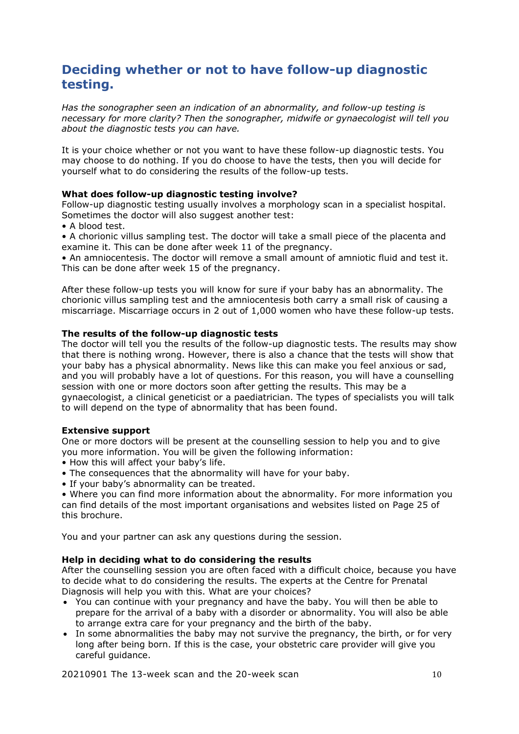## Deciding whether or not to have follow-up diagnostic testing.

*Has the sonographer seen an indication of an abnormality, and follow-up testing is necessary for more clarity? Then the sonographer, midwife or gynaecologist will tell you about the diagnostic tests you can have.*

It is your choice whether or not you want to have these follow-up diagnostic tests. You may choose to do nothing. If you do choose to have the tests, then you will decide for yourself what to do considering the results of the follow-up tests.

**What does follow-up diagnostic testing involve?**
Follow-up diagnostic testing usually involves a morphology scan in a specialist hospital. Sometimes the doctor will also suggest another test:

- A blood test.
- A chorionic villus sampling test. The doctor will take a small piece of the placenta and examine it. This can be done after week 11 of the pregnancy.
- An amniocentesis. The doctor will remove a small amount of amniotic fluid and test it. This can be done after week 15 of the pregnancy.

After these follow-up tests you will know for sure if your baby has an abnormality. The chorionic villus sampling test and the amniocentesis both carry a small risk of causing a miscarriage. Miscarriage occurs in 2 out of 1,000 women who have these follow-up tests.

**The results of the follow-up diagnostic tests**
The doctor will tell you the results of the follow-up diagnostic tests. The results may show that there is nothing wrong. However, there is also a chance that the tests will show that your baby has a physical abnormality. News like this can make you feel anxious or sad, and you will probably have a lot of questions. For this reason, you will have a counselling session with one or more doctors soon after getting the results. This may be a gynaecologist, a clinical geneticist or a paediatrician. The types of specialists you will talk to will depend on the type of abnormality that has been found.

**Extensive support**
One or more doctors will be present at the counselling session to help you and to give you more information. You will be given the following information:

- How this will affect your baby's life.
- The consequences that the abnormality will have for your baby.
- If your baby's abnormality can be treated.
- Where you can find more information about the abnormality. For more information you can find details of the most important organisations and websites listed on Page 25 of this brochure.

You and your partner can ask any questions during the session.

**Help in deciding what to do considering the results**
After the counselling session you are often faced with a difficult choice, because you have to decide what to do considering the results. The experts at the Centre for Prenatal Diagnosis will help you with this. What are your choices?

- You can continue with your pregnancy and have the baby. You will then be able to prepare for the arrival of a baby with a disorder or abnormality. You will also be able to arrange extra care for your pregnancy and the birth of the baby.
- In some abnormalities the baby may not survive the pregnancy, the birth, or for very long after being born. If this is the case, your obstetric care provider will give you careful guidance.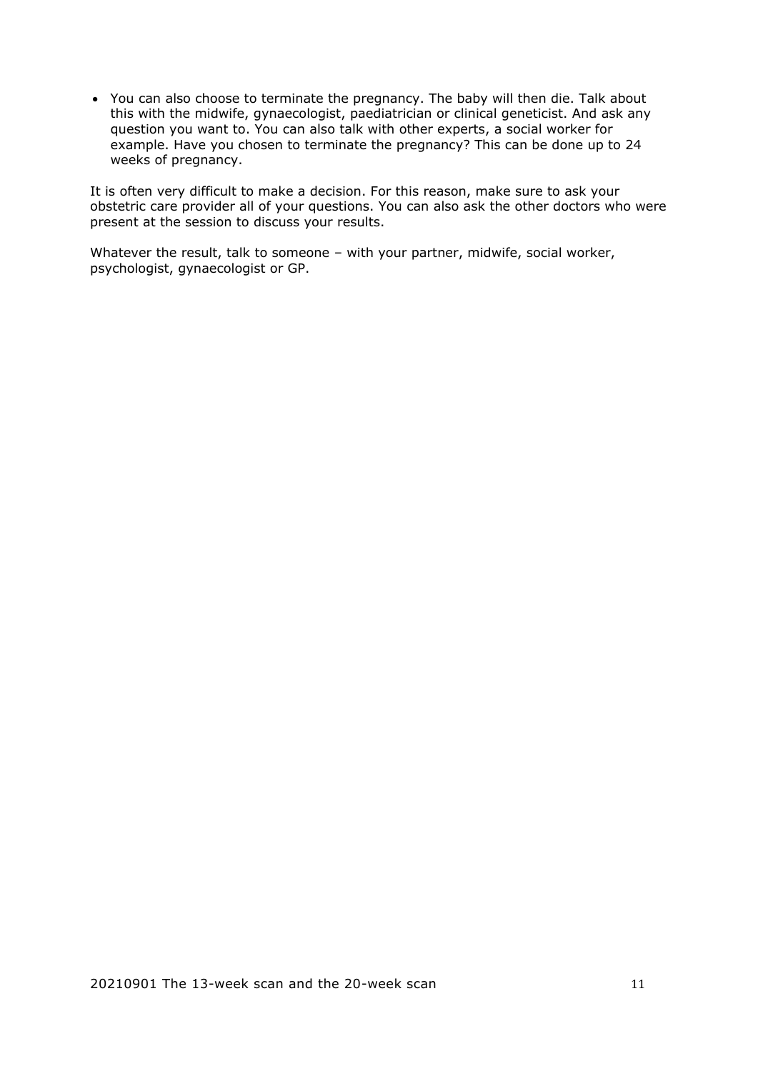- You can also choose to terminate the pregnancy. The baby will then die. Talk about this with the midwife, gynaecologist, paediatrician or clinical geneticist. And ask any question you want to. You can also talk with other experts, a social worker for example. Have you chosen to terminate the pregnancy? This can be done up to 24 weeks of pregnancy.

It is often very difficult to make a decision. For this reason, make sure to ask your obstetric care provider all of your questions. You can also ask the other doctors who were present at the session to discuss your results.

Whatever the result, talk to someone – with your partner, midwife, social worker, psychologist, gynaecologist or GP.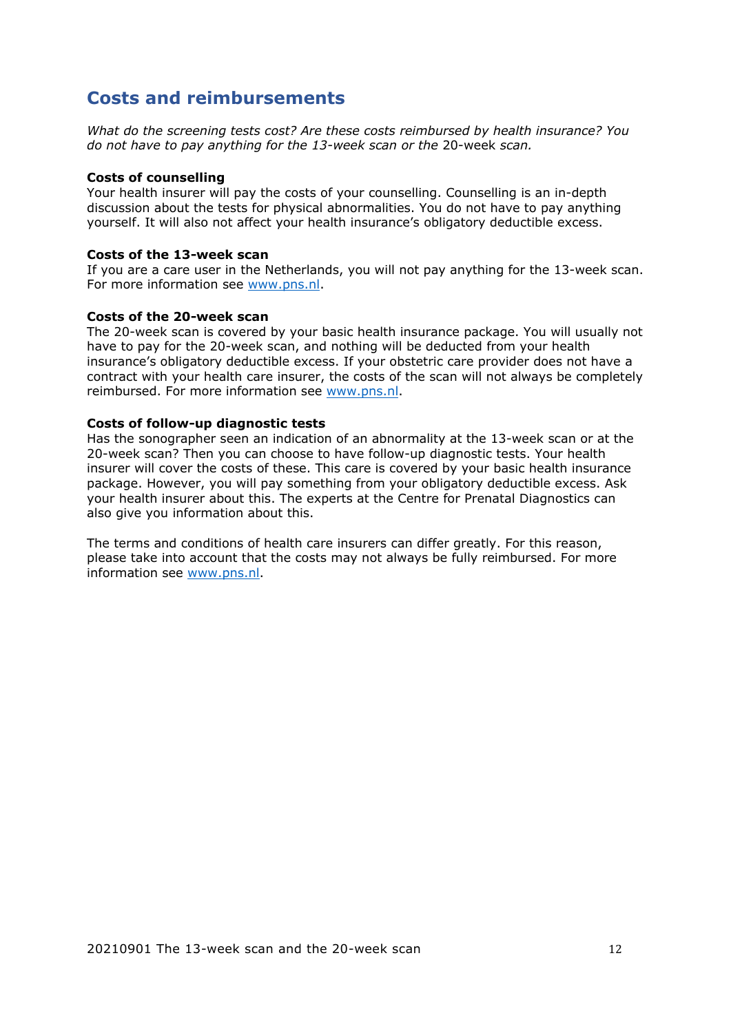## Costs and reimbursements

*What do the screening tests cost? Are these costs reimbursed by health insurance? You do not have to pay anything for the 13-week scan or the 20-week scan.*

**Costs of counselling**
Your health insurer will pay the costs of your counselling. Counselling is an in-depth discussion about the tests for physical abnormalities. You do not have to pay anything yourself. It will also not affect your health insurance's obligatory deductible excess.

**Costs of the 13-week scan**
If you are a care user in the Netherlands, you will not pay anything for the 13-week scan. For more information see www.pns.nl.

**Costs of the 20-week scan**
The 20-week scan is covered by your basic health insurance package. You will usually not have to pay for the 20-week scan, and nothing will be deducted from your health insurance's obligatory deductible excess. If your obstetric care provider does not have a contract with your health care insurer, the costs of the scan will not always be completely reimbursed. For more information see www.pns.nl.

**Costs of follow-up diagnostic tests**
Has the sonographer seen an indication of an abnormality at the 13-week scan or at the 20-week scan? Then you can choose to have follow-up diagnostic tests. Your health insurer will cover the costs of these. This care is covered by your basic health insurance package. However, you will pay something from your obligatory deductible excess. Ask your health insurer about this. The experts at the Centre for Prenatal Diagnostics can also give you information about this.

The terms and conditions of health care insurers can differ greatly. For this reason, please take into account that the costs may not always be fully reimbursed. For more information see www.pns.nl.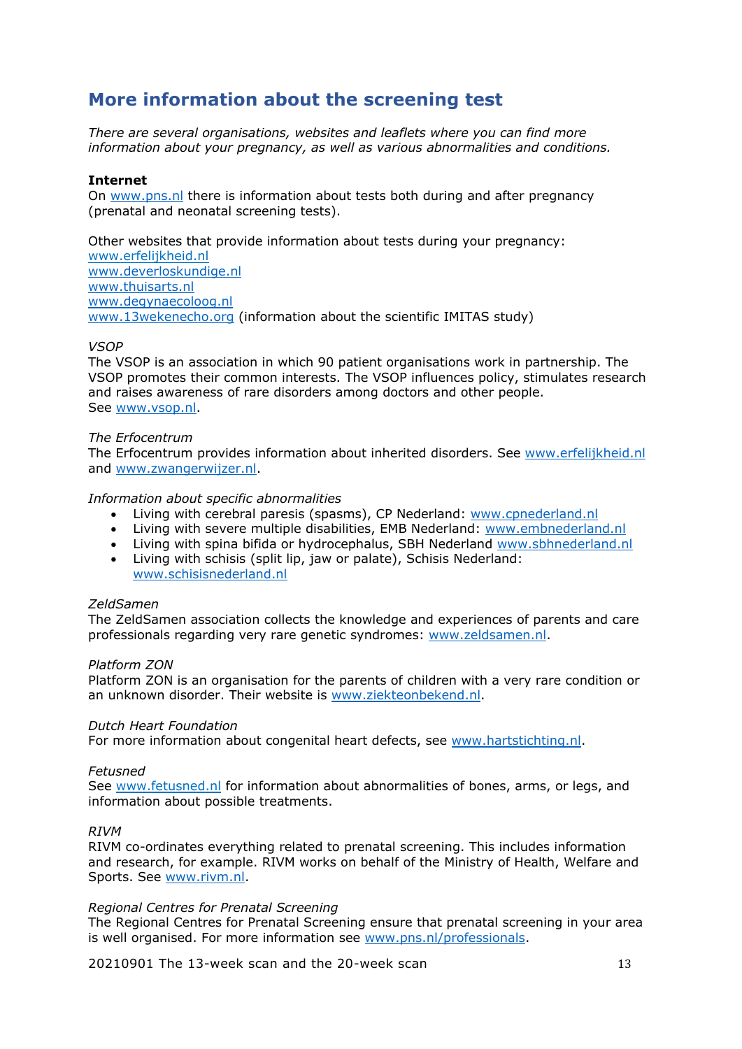## More information about the screening test

*There are several organisations, websites and leaflets where you can find more information about your pregnancy, as well as various abnormalities and conditions.*

**Internet**

On www.pns.nl there is information about tests both during and after pregnancy (prenatal and neonatal screening tests).

Other websites that provide information about tests during your pregnancy:
www.erfelijkheid.nl
www.deverloskundige.nl
www.thuisarts.nl
www.degynaecoloog.nl
www.13wekenecho.org (information about the scientific IMITAS study)

*VSOP*

The VSOP is an association in which 90 patient organisations work in partnership. The VSOP promotes their common interests. The VSOP influences policy, stimulates research and raises awareness of rare disorders among doctors and other people.
See www.vsop.nl.

*The Erfocentrum*

The Erfocentrum provides information about inherited disorders. See www.erfelijkheid.nl and www.zwangerwijzer.nl.

*Information about specific abnormalities*

- Living with cerebral paresis (spasms), CP Nederland: www.cpnederland.nl
- Living with severe multiple disabilities, EMB Nederland: www.embnederland.nl
- Living with spina bifida or hydrocephalus, SBH Nederland www.sbhnederland.nl
- Living with schisis (split lip, jaw or palate), Schisis Nederland: www.schisisnederland.nl

*ZeldSamen*

The ZeldSamen association collects the knowledge and experiences of parents and care professionals regarding very rare genetic syndromes: www.zeldsamen.nl.

*Platform ZON*

Platform ZON is an organisation for the parents of children with a very rare condition or an unknown disorder. Their website is www.ziekteonbekend.nl.

*Dutch Heart Foundation*

For more information about congenital heart defects, see www.hartstichting.nl.

*Fetusned*

See www.fetusned.nl for information about abnormalities of bones, arms, or legs, and information about possible treatments.

*RIVM*

RIVM co-ordinates everything related to prenatal screening. This includes information and research, for example. RIVM works on behalf of the Ministry of Health, Welfare and Sports. See www.rivm.nl.

*Regional Centres for Prenatal Screening*

The Regional Centres for Prenatal Screening ensure that prenatal screening in your area is well organised. For more information see www.pns.nl/professionals.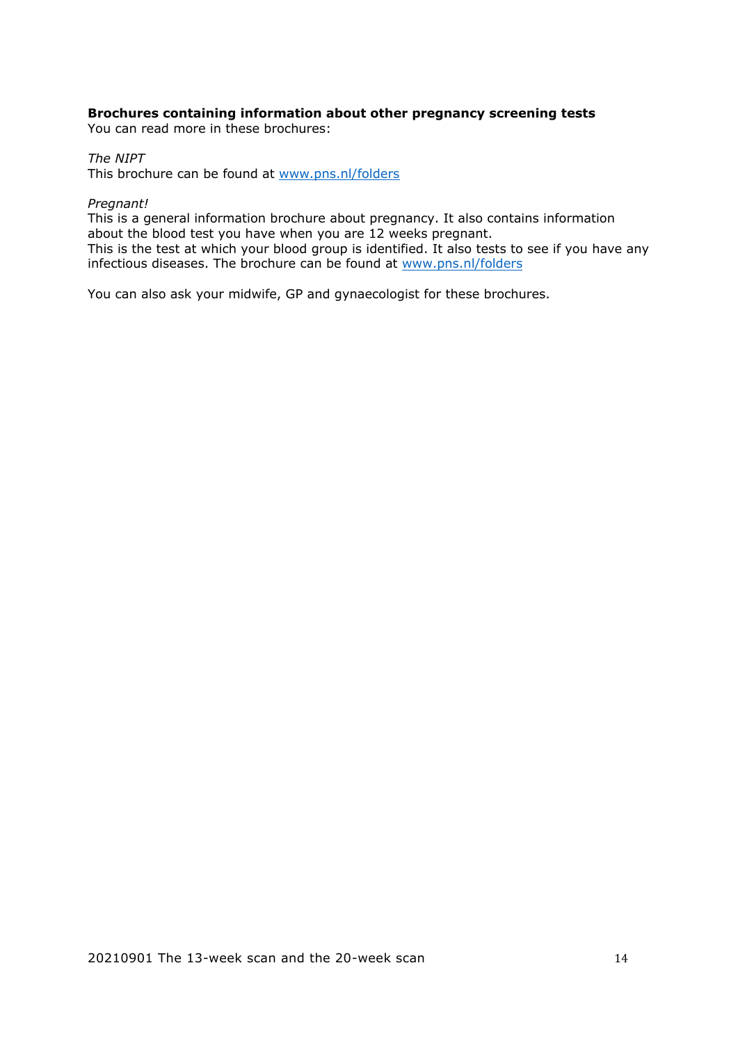**Brochures containing information about other pregnancy screening tests**
You can read more in these brochures:

*The NIPT*
This brochure can be found at [www.pns.nl/folders](http://www.pns.nl/folders)

*Pregnant!*
This is a general information brochure about pregnancy. It also contains information about the blood test you have when you are 12 weeks pregnant.
This is the test at which your blood group is identified. It also tests to see if you have any infectious diseases. The brochure can be found at [www.pns.nl/folders](http://www.pns.nl/folders)

You can also ask your midwife, GP and gynaecologist for these brochures.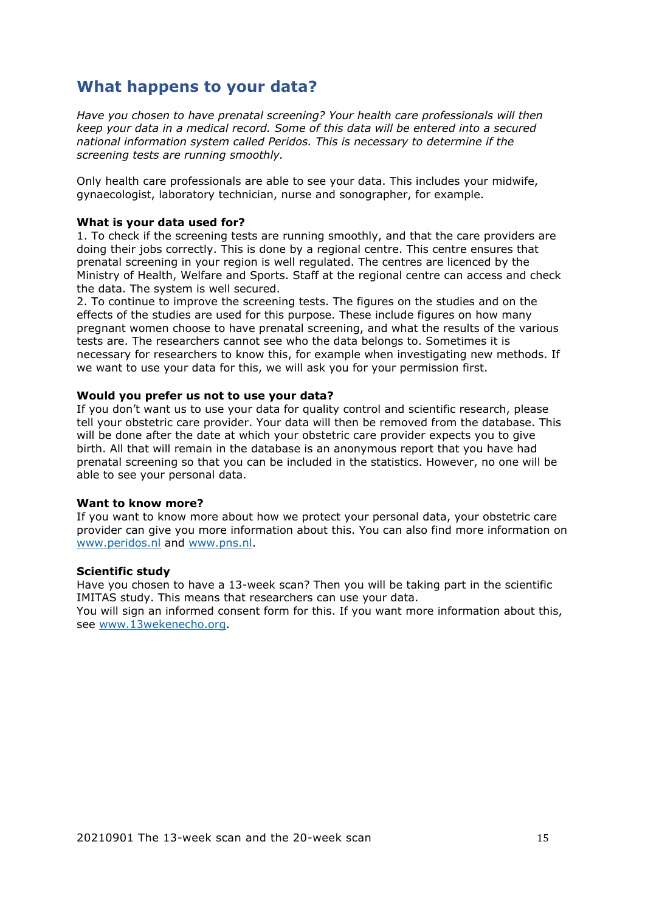## What happens to your data?

*Have you chosen to have prenatal screening? Your health care professionals will then keep your data in a medical record. Some of this data will be entered into a secured national information system called Peridos. This is necessary to determine if the screening tests are running smoothly.*

Only health care professionals are able to see your data. This includes your midwife, gynaecologist, laboratory technician, nurse and sonographer, for example.

**What is your data used for?**

1. To check if the screening tests are running smoothly, and that the care providers are doing their jobs correctly. This is done by a regional centre. This centre ensures that prenatal screening in your region is well regulated. The centres are licenced by the Ministry of Health, Welfare and Sports. Staff at the regional centre can access and check the data. The system is well secured.
2. To continue to improve the screening tests. The figures on the studies and on the effects of the studies are used for this purpose. These include figures on how many pregnant women choose to have prenatal screening, and what the results of the various tests are. The researchers cannot see who the data belongs to. Sometimes it is necessary for researchers to know this, for example when investigating new methods. If we want to use your data for this, we will ask you for your permission first.

**Would you prefer us not to use your data?**

If you don't want us to use your data for quality control and scientific research, please tell your obstetric care provider. Your data will then be removed from the database. This will be done after the date at which your obstetric care provider expects you to give birth. All that will remain in the database is an anonymous report that you have had prenatal screening so that you can be included in the statistics. However, no one will be able to see your personal data.

**Want to know more?**

If you want to know more about how we protect your personal data, your obstetric care provider can give you more information about this. You can also find more information on www.peridos.nl and www.pns.nl.

**Scientific study**

Have you chosen to have a 13-week scan? Then you will be taking part in the scientific IMITAS study. This means that researchers can use your data.
You will sign an informed consent form for this. If you want more information about this, see www.13wekenecho.org.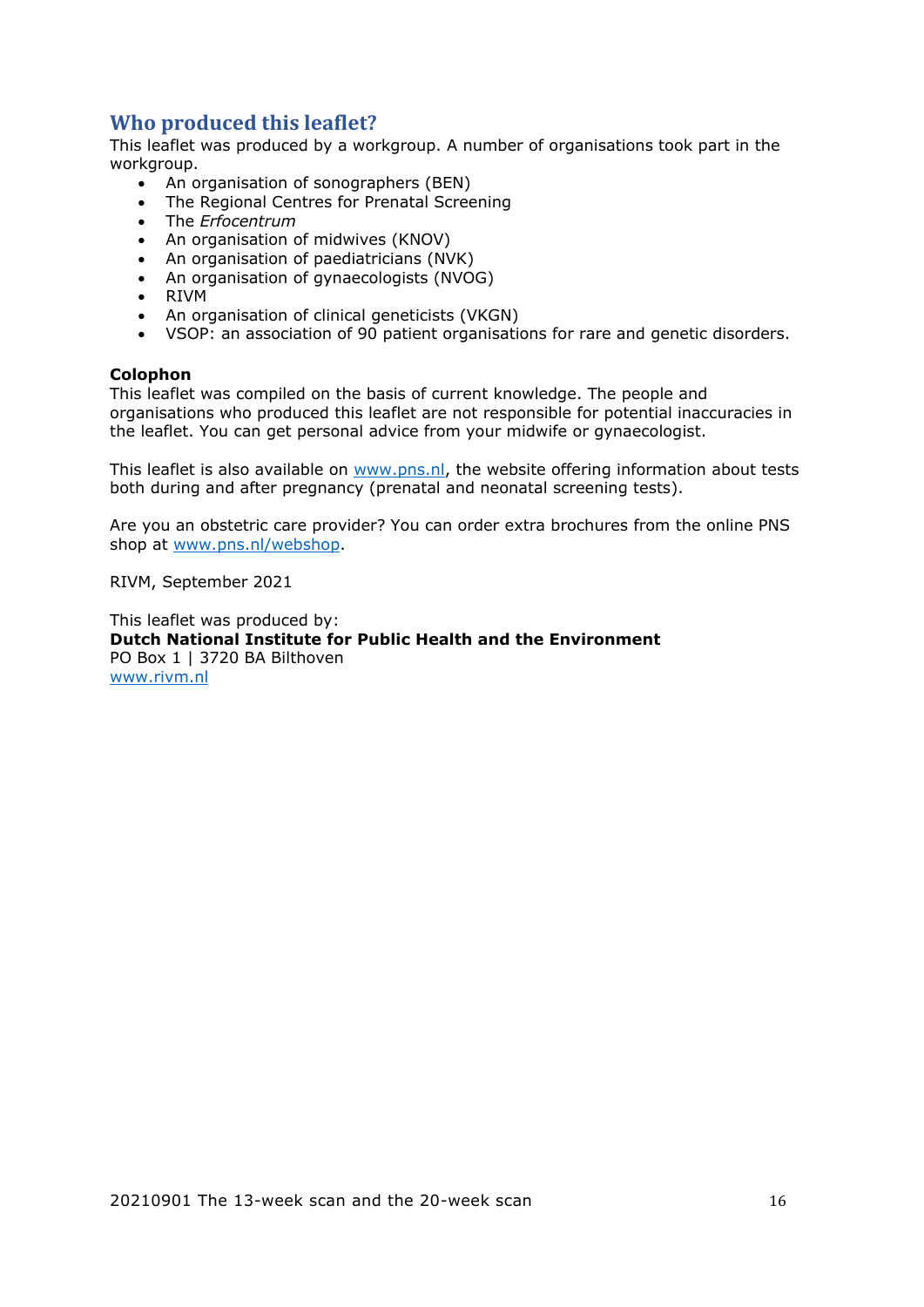## Who produced this leaflet?

This leaflet was produced by a workgroup. A number of organisations took part in the workgroup.

- An organisation of sonographers (BEN)
- The Regional Centres for Prenatal Screening
- The *Erfocentrum*
- An organisation of midwives (KNOV)
- An organisation of paediatricians (NVK)
- An organisation of gynaecologists (NVOG)
- RIVM
- An organisation of clinical geneticists (VKGN)
- VSOP: an association of 90 patient organisations for rare and genetic disorders.

**Colophon**
This leaflet was compiled on the basis of current knowledge. The people and organisations who produced this leaflet are not responsible for potential inaccuracies in the leaflet. You can get personal advice from your midwife or gynaecologist.

This leaflet is also available on [www.pns.nl](http://www.pns.nl), the website offering information about tests both during and after pregnancy (prenatal and neonatal screening tests).

Are you an obstetric care provider? You can order extra brochures from the online PNS shop at [www.pns.nl/webshop](http://www.pns.nl/webshop).

RIVM, September 2021

This leaflet was produced by:
**Dutch National Institute for Public Health and the Environment**
PO Box 1 | 3720 BA Bilthoven
[www.rivm.nl](http://www.rivm.nl)